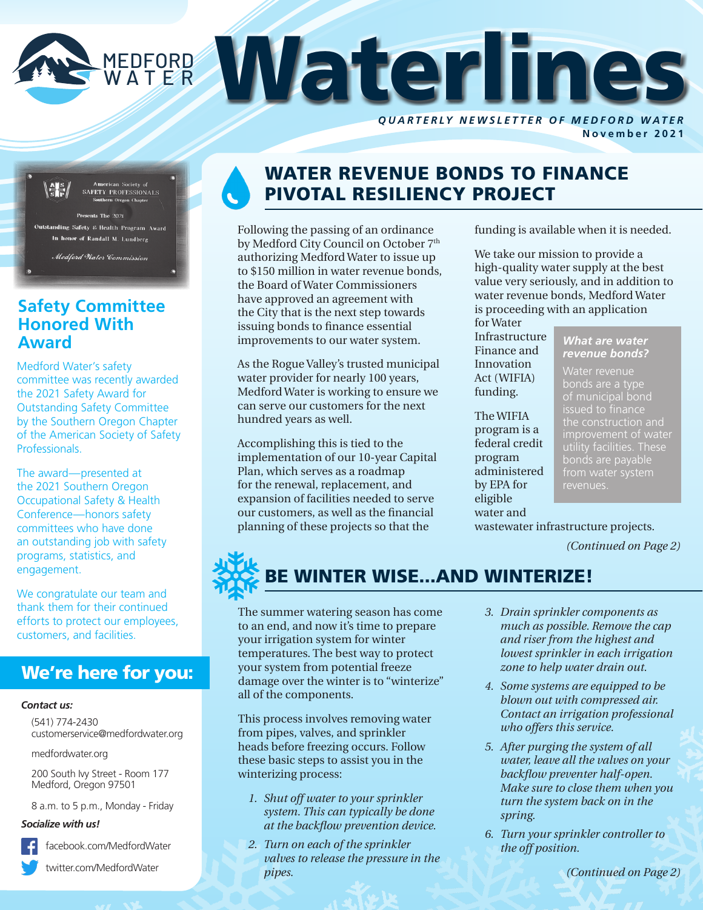# Waterlines

MEDFORD WATER

*QUARTERLY NEWSLETTER OF MEDFORD WATER*
**November 2021**

## WATER REVENUE BONDS TO FINANCE PIVOTAL RESILIENCY PROJECT

Following the passing of an ordinance by Medford City Council on October 7th authorizing Medford Water to issue up to $150 million in water revenue bonds, the Board of Water Commissioners have approved an agreement with the City that is the next step towards issuing bonds to finance essential improvements to our water system.

As the Rogue Valley's trusted municipal water provider for nearly 100 years, Medford Water is working to ensure we can serve our customers for the next hundred years as well.

Accomplishing this is tied to the implementation of our 10-year Capital Plan, which serves as a roadmap for the renewal, replacement, and expansion of facilities needed to serve our customers, as well as the financial planning of these projects so that the funding is available when it is needed.

We take our mission to provide a high-quality water supply at the best value very seriously, and in addition to water revenue bonds, Medford Water is proceeding with an application for Water Infrastructure Finance and Innovation Act (WIFIA) funding.

The WIFIA program is a federal credit program administered by EPA for eligible water and wastewater infrastructure projects.

> ***What are water revenue bonds?***
>
> Water revenue bonds are a type of municipal bond issued to finance the construction and improvement of water utility facilities. These bonds are payable from water system revenues.

*(Continued on Page 2)*

## BE WINTER WISE...AND WINTERIZE!

The summer watering season has come to an end, and now it's time to prepare your irrigation system for winter temperatures. The best way to protect your system from potential freeze damage over the winter is to "winterize" all of the components.

This process involves removing water from pipes, valves, and sprinkler heads before freezing occurs. Follow these basic steps to assist you in the winterizing process:

1. *Shut off water to your sprinkler system. This can typically be done at the backflow prevention device.*
2. *Turn on each of the sprinkler valves to release the pressure in the pipes.*
3. *Drain sprinkler components as much as possible. Remove the cap and riser from the highest and lowest sprinkler in each irrigation zone to help water drain out.*
4. *Some systems are equipped to be blown out with compressed air. Contact an irrigation professional who offers this service.*
5. *After purging the system of all water, leave all the valves on your backflow preventer half-open. Make sure to close them when you turn the system back on in the spring.*
6. *Turn your sprinkler controller to the off position.*

*(Continued on Page 2)*

American Society of SAFETY PROFESSIONALS Southern Oregon Chapter
Presents The 2021
Outstanding Safety & Health Program Award
In honor of Randall M. Lundberg
Medford Water Commission

## Safety Committee Honored With Award

Medford Water's safety committee was recently awarded the 2021 Safety Award for Outstanding Safety Committee by the Southern Oregon Chapter of the American Society of Safety Professionals.

The award—presented at the 2021 Southern Oregon Occupational Safety & Health Conference—honors safety committees who have done an outstanding job with safety programs, statistics, and engagement.

We congratulate our team and thank them for their continued efforts to protect our employees, customers, and facilities.

## We're here for you:

***Contact us:***

(541) 774-2430
customerservice@medfordwater.org

medfordwater.org

200 South Ivy Street - Room 177
Medford, Oregon 97501

8 a.m. to 5 p.m., Monday - Friday

***Socialize with us!***

facebook.com/MedfordWater

twitter.com/MedfordWater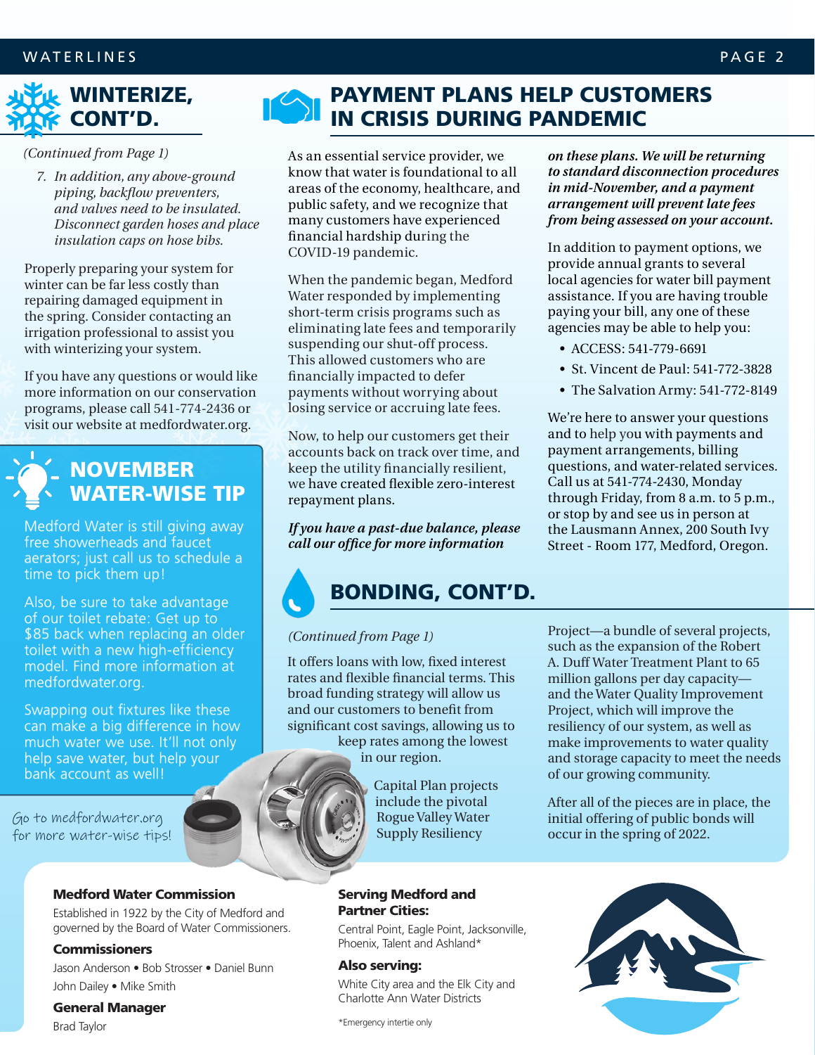## WINTERIZE, CONT'D.

*(Continued from Page 1)*

7. *In addition, any above-ground piping, backflow preventers, and valves need to be insulated. Disconnect garden hoses and place insulation caps on hose bibs.*

Properly preparing your system for winter can be far less costly than repairing damaged equipment in the spring. Consider contacting an irrigation professional to assist you with winterizing your system.

If you have any questions or would like more information on our conservation programs, please call 541-774-2436 or visit our website at medfordwater.org.

## NOVEMBER WATER-WISE TIP

Medford Water is still giving away free showerheads and faucet aerators; just call us to schedule a time to pick them up!

Also, be sure to take advantage of our toilet rebate: Get up to $85 back when replacing an older toilet with a new high-efficiency model. Find more information at medfordwater.org.

Swapping out fixtures like these can make a big difference in how much water we use. It'll not only help save water, but help your bank account as well!

Go to medfordwater.org for more water-wise tips!

## PAYMENT PLANS HELP CUSTOMERS IN CRISIS DURING PANDEMIC

As an essential service provider, we know that water is foundational to all areas of the economy, healthcare, and public safety, and we recognize that many customers have experienced financial hardship during the COVID-19 pandemic.

When the pandemic began, Medford Water responded by implementing short-term crisis programs such as eliminating late fees and temporarily suspending our shut-off process. This allowed customers who are financially impacted to defer payments without worrying about losing service or accruing late fees.

Now, to help our customers get their accounts back on track over time, and keep the utility financially resilient, we have created flexible zero-interest repayment plans.

***If you have a past-due balance, please call our office for more information on these plans. We will be returning to standard disconnection procedures in mid-November, and a payment arrangement will prevent late fees from being assessed on your account.***

In addition to payment options, we provide annual grants to several local agencies for water bill payment assistance. If you are having trouble paying your bill, any one of these agencies may be able to help you:

- ACCESS: 541-779-6691
- St. Vincent de Paul: 541-772-3828
- The Salvation Army: 541-772-8149

We're here to answer your questions and to help you with payments and payment arrangements, billing questions, and water-related services. Call us at 541-774-2430, Monday through Friday, from 8 a.m. to 5 p.m., or stop by and see us in person at the Lausmann Annex, 200 South Ivy Street - Room 177, Medford, Oregon.

## BONDING, CONT'D.

*(Continued from Page 1)*

It offers loans with low, fixed interest rates and flexible financial terms. This broad funding strategy will allow us and our customers to benefit from significant cost savings, allowing us to keep rates among the lowest in our region.

Capital Plan projects include the pivotal Rogue Valley Water Supply Resiliency Project—a bundle of several projects, such as the expansion of the Robert A. Duff Water Treatment Plant to 65 million gallons per day capacity—and the Water Quality Improvement Project, which will improve the resiliency of our system, as well as make improvements to water quality and storage capacity to meet the needs of our growing community.

After all of the pieces are in place, the initial offering of public bonds will occur in the spring of 2022.

**Medford Water Commission**

Established in 1922 by the City of Medford and governed by the Board of Water Commissioners.

**Commissioners**

Jason Anderson • Bob Strosser • Daniel Bunn
John Dailey • Mike Smith

**General Manager**

Brad Taylor

**Serving Medford and Partner Cities:**

Central Point, Eagle Point, Jacksonville, Phoenix, Talent and Ashland*

**Also serving:**

White City area and the Elk City and Charlotte Ann Water Districts

*Emergency intertie only